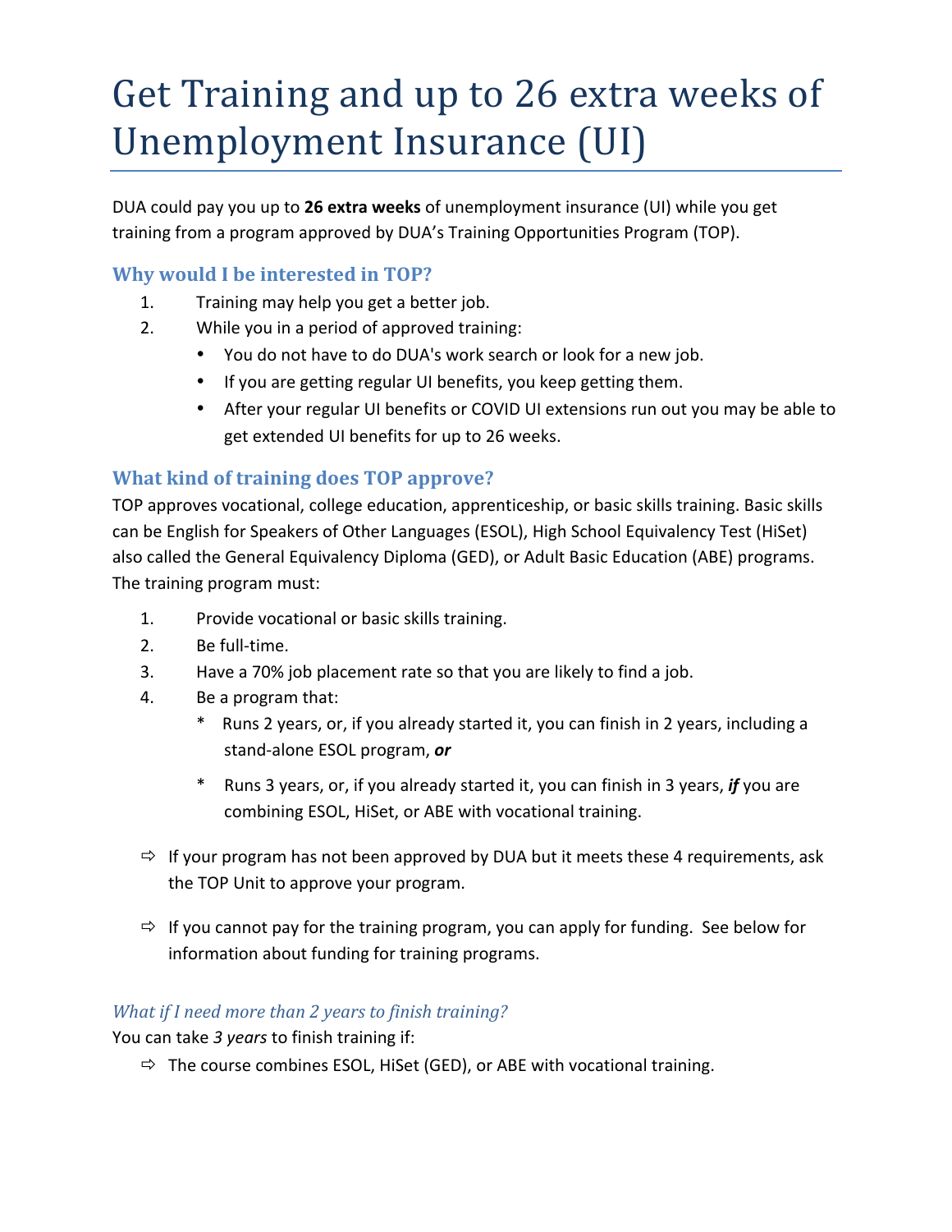# Get Training and up to 26 extra weeks of Unemployment Insurance (UI)

DUA could pay you up to **26 extra weeks** of unemployment insurance (UI) while you get training from a program approved by DUA's Training Opportunities Program (TOP).

## Why would I be interested in TOP?

1. Training may help you get a better job.
2. While you in a period of approved training:
   - You do not have to do DUA's work search or look for a new job.
   - If you are getting regular UI benefits, you keep getting them.
   - After your regular UI benefits or COVID UI extensions run out you may be able to get extended UI benefits for up to 26 weeks.

## What kind of training does TOP approve?

TOP approves vocational, college education, apprenticeship, or basic skills training. Basic skills can be English for Speakers of Other Languages (ESOL), High School Equivalency Test (HiSet) also called the General Equivalency Diploma (GED), or Adult Basic Education (ABE) programs. The training program must:

1. Provide vocational or basic skills training.
2. Be full-time.
3. Have a 70% job placement rate so that you are likely to find a job.
4. Be a program that:
   * Runs 2 years, or, if you already started it, you can finish in 2 years, including a stand-alone ESOL program, ***or***
   * Runs 3 years, or, if you already started it, you can finish in 3 years, ***if*** you are combining ESOL, HiSet, or ABE with vocational training.

⇨ If your program has not been approved by DUA but it meets these 4 requirements, ask the TOP Unit to approve your program.

⇨ If you cannot pay for the training program, you can apply for funding. See below for information about funding for training programs.

### *What if I need more than 2 years to finish training?*

You can take *3 years* to finish training if:

⇨ The course combines ESOL, HiSet (GED), or ABE with vocational training.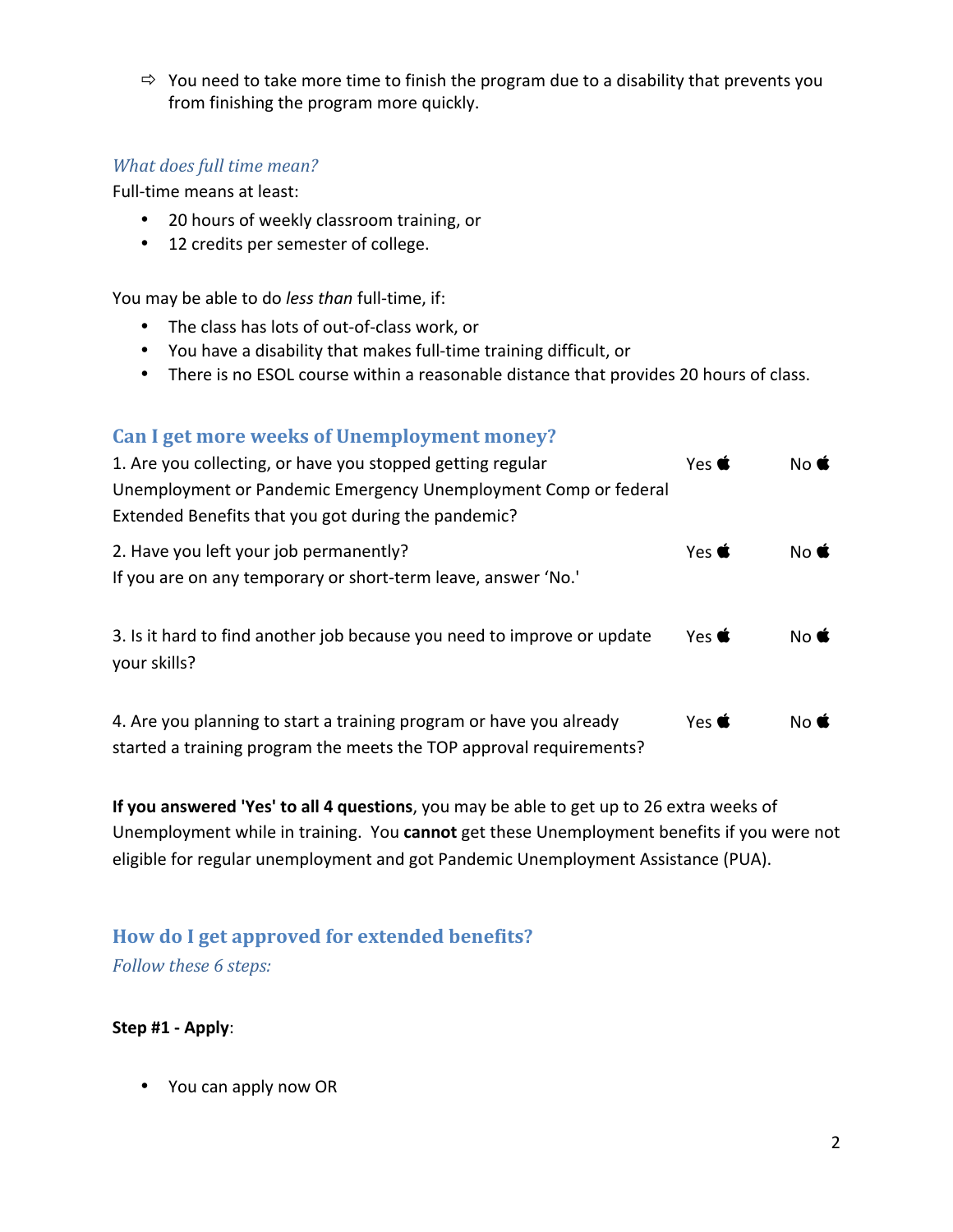- ⇨ You need to take more time to finish the program due to a disability that prevents you from finishing the program more quickly.

### *What does full time mean?*

Full-time means at least:

- 20 hours of weekly classroom training, or
- 12 credits per semester of college.

You may be able to do *less than* full-time, if:

- The class has lots of out-of-class work, or
- You have a disability that makes full-time training difficult, or
- There is no ESOL course within a reasonable distance that provides 20 hours of class.

## Can I get more weeks of Unemployment money?

| | | |
|---|---|---|
| 1. Are you collecting, or have you stopped getting regular Unemployment or Pandemic Emergency Unemployment Comp or federal Extended Benefits that you got during the pandemic? | Yes ☐ | No ☐ |
| 2. Have you left your job permanently? If you are on any temporary or short-term leave, answer 'No.' | Yes ☐ | No ☐ |
| 3. Is it hard to find another job because you need to improve or update your skills? | Yes ☐ | No ☐ |
| 4. Are you planning to start a training program or have you already started a training program the meets the TOP approval requirements? | Yes ☐ | No ☐ |

**If you answered 'Yes' to all 4 questions**, you may be able to get up to 26 extra weeks of Unemployment while in training. You **cannot** get these Unemployment benefits if you were not eligible for regular unemployment and got Pandemic Unemployment Assistance (PUA).

## How do I get approved for extended benefits?

*Follow these 6 steps:*

**Step #1 - Apply**:

- You can apply now OR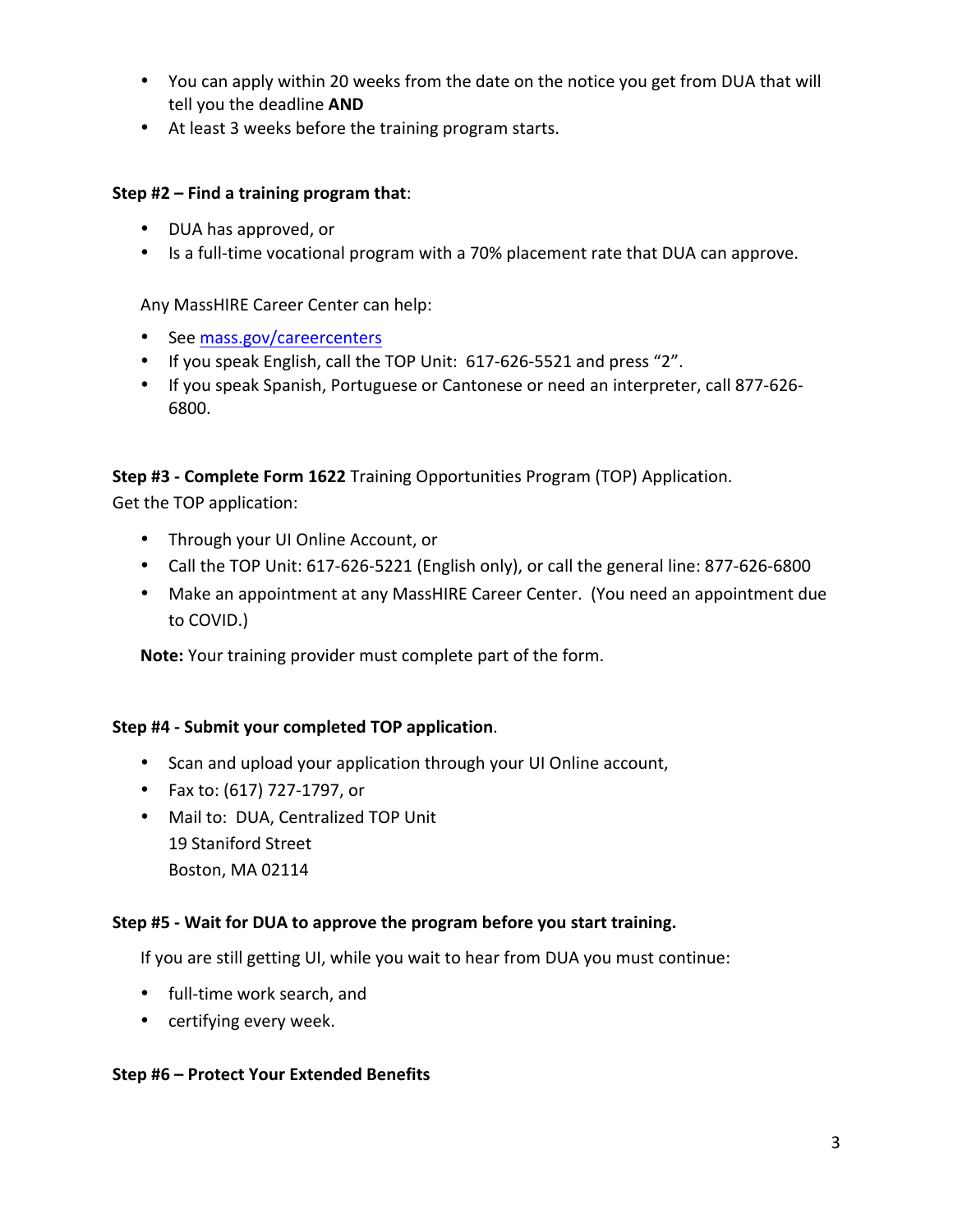- You can apply within 20 weeks from the date on the notice you get from DUA that will tell you the deadline **AND**
- At least 3 weeks before the training program starts.

**Step #2 – Find a training program that**:

- DUA has approved, or
- Is a full-time vocational program with a 70% placement rate that DUA can approve.

Any MassHIRE Career Center can help:

- See [mass.gov/careercenters](mass.gov/careercenters)
- If you speak English, call the TOP Unit: 617-626-5521 and press "2".
- If you speak Spanish, Portuguese or Cantonese or need an interpreter, call 877-626-6800.

**Step #3 - Complete Form 1622** Training Opportunities Program (TOP) Application.
Get the TOP application:

- Through your UI Online Account, or
- Call the TOP Unit: 617-626-5221 (English only), or call the general line: 877-626-6800
- Make an appointment at any MassHIRE Career Center. (You need an appointment due to COVID.)

**Note:** Your training provider must complete part of the form.

**Step #4 - Submit your completed TOP application**.

- Scan and upload your application through your UI Online account,
- Fax to: (617) 727-1797, or
- Mail to: DUA, Centralized TOP Unit
  19 Staniford Street
  Boston, MA 02114

**Step #5 - Wait for DUA to approve the program before you start training.**

If you are still getting UI, while you wait to hear from DUA you must continue:

- full-time work search, and
- certifying every week.

**Step #6 – Protect Your Extended Benefits**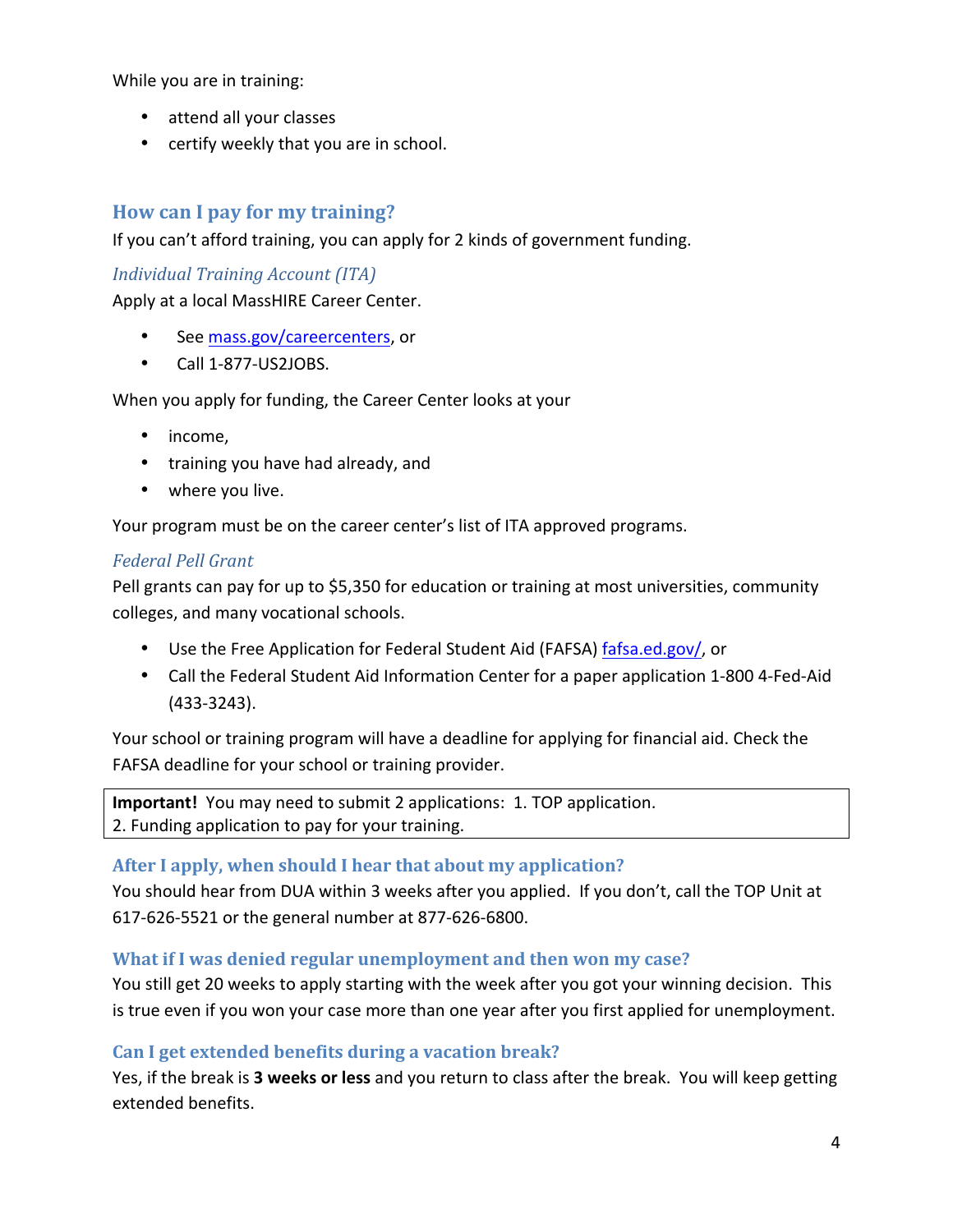While you are in training:

- attend all your classes
- certify weekly that you are in school.

## How can I pay for my training?

If you can't afford training, you can apply for 2 kinds of government funding.

### *Individual Training Account (ITA)*

Apply at a local MassHIRE Career Center.

- See [mass.gov/careercenters](mass.gov/careercenters), or
- Call 1-877-US2JOBS.

When you apply for funding, the Career Center looks at your

- income,
- training you have had already, and
- where you live.

Your program must be on the career center's list of ITA approved programs.

### *Federal Pell Grant*

Pell grants can pay for up to $5,350 for education or training at most universities, community colleges, and many vocational schools.

- Use the Free Application for Federal Student Aid (FAFSA) [fafsa.ed.gov/](fafsa.ed.gov/), or
- Call the Federal Student Aid Information Center for a paper application 1-800 4-Fed-Aid (433-3243).

Your school or training program will have a deadline for applying for financial aid. Check the FAFSA deadline for your school or training provider.

> **Important!** You may need to submit 2 applications: 1. TOP application.
> 2. Funding application to pay for your training.

## After I apply, when should I hear that about my application?

You should hear from DUA within 3 weeks after you applied. If you don't, call the TOP Unit at 617-626-5521 or the general number at 877-626-6800.

## What if I was denied regular unemployment and then won my case?

You still get 20 weeks to apply starting with the week after you got your winning decision. This is true even if you won your case more than one year after you first applied for unemployment.

## Can I get extended benefits during a vacation break?

Yes, if the break is **3 weeks or less** and you return to class after the break. You will keep getting extended benefits.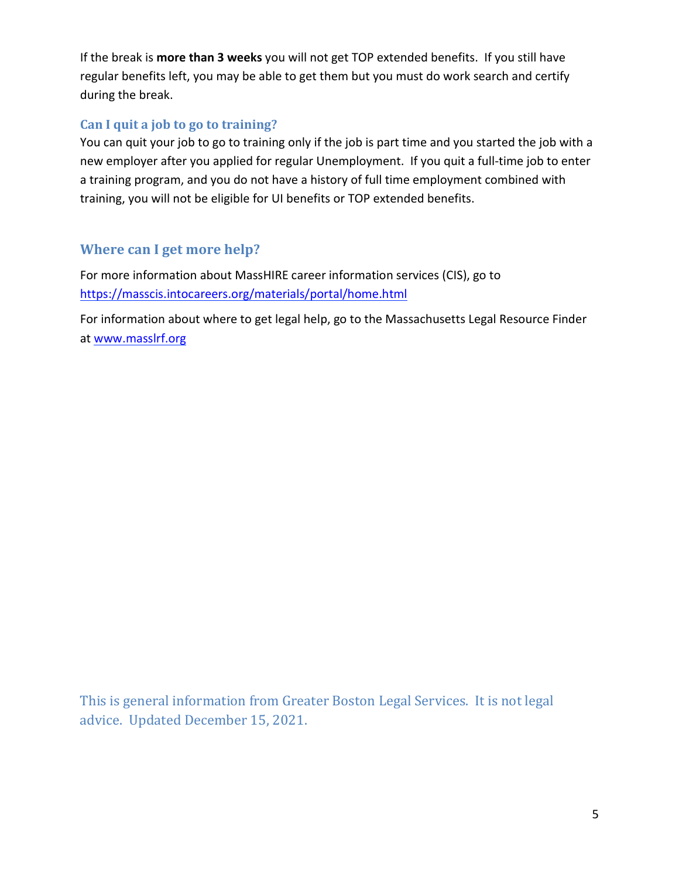If the break is **more than 3 weeks** you will not get TOP extended benefits. If you still have regular benefits left, you may be able to get them but you must do work search and certify during the break.

### Can I quit a job to go to training?

You can quit your job to go to training only if the job is part time and you started the job with a new employer after you applied for regular Unemployment. If you quit a full-time job to enter a training program, and you do not have a history of full time employment combined with training, you will not be eligible for UI benefits or TOP extended benefits.

## Where can I get more help?

For more information about MassHIRE career information services (CIS), go to https://masscis.intocareers.org/materials/portal/home.html

For information about where to get legal help, go to the Massachusetts Legal Resource Finder at www.masslrf.org

This is general information from Greater Boston Legal Services. It is not legal advice. Updated December 15, 2021.